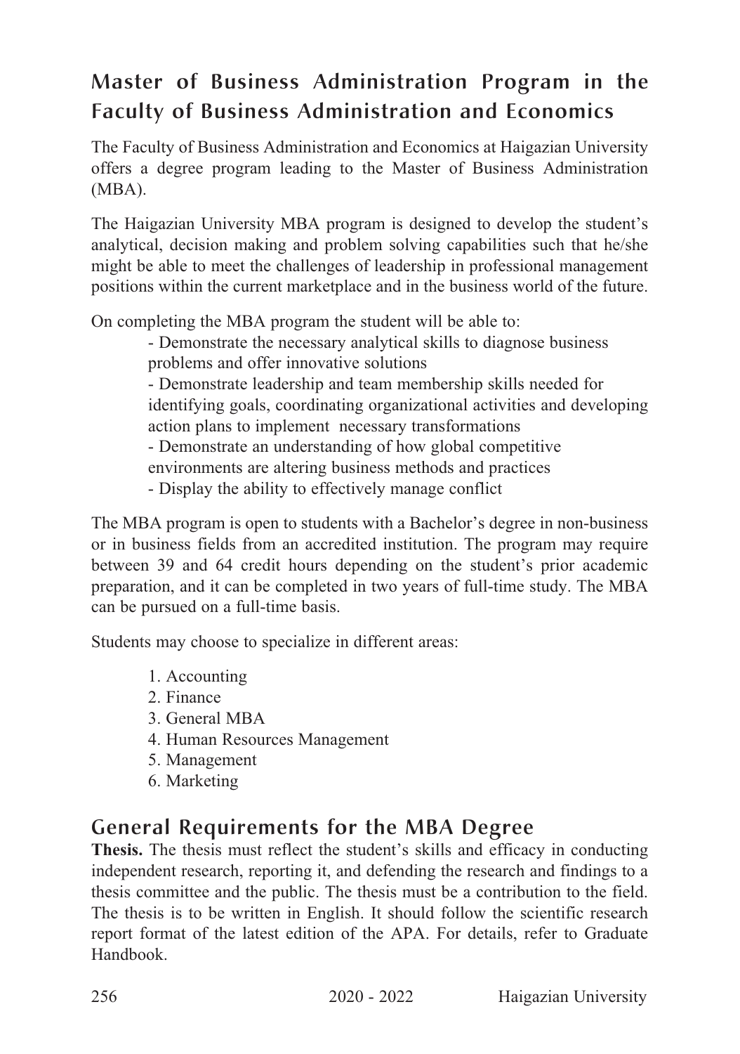## Master of Business Administration Program in the Faculty of Business Administration and Economics

The Faculty of Business Administration and Economics at Haigazian University offers a degree program leading to the Master of Business Administration (MBA).

The Haigazian University MBA program is designed to develop the student's analytical, decision making and problem solving capabilities such that he/she might be able to meet the challenges of leadership in professional management positions within the current marketplace and in the business world of the future.

On completing the MBA program the student will be able to:

- Demonstrate the necessary analytical skills to diagnose business problems and offer innovative solutions
- Demonstrate leadership and team membership skills needed for identifying goals, coordinating organizational activities and developing action plans to implement necessary transformations
- Demonstrate an understanding of how global competitive environments are altering business methods and practices
- Display the ability to effectively manage conflict

The MBA program is open to students with a Bachelor's degree in non-business or in business fields from an accredited institution. The program may require between 39 and 64 credit hours depending on the student's prior academic preparation, and it can be completed in two years of full-time study. The MBA can be pursued on a full-time basis.

Students may choose to specialize in different areas:

1. Accounting
2. Finance
3. General MBA
4. Human Resources Management
5. Management
6. Marketing

## General Requirements for the MBA Degree

**Thesis.** The thesis must reflect the student's skills and efficacy in conducting independent research, reporting it, and defending the research and findings to a thesis committee and the public. The thesis must be a contribution to the field. The thesis is to be written in English. It should follow the scientific research report format of the latest edition of the APA. For details, refer to Graduate Handbook.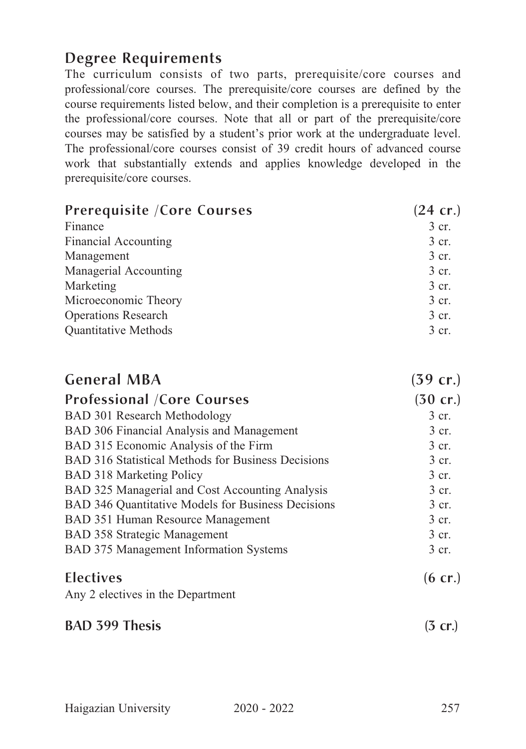## Degree Requirements

The curriculum consists of two parts, prerequisite/core courses and professional/core courses. The prerequisite/core courses are defined by the course requirements listed below, and their completion is a prerequisite to enter the professional/core courses. Note that all or part of the prerequisite/core courses may be satisfied by a student's prior work at the undergraduate level. The professional/core courses consist of 39 credit hours of advanced course work that substantially extends and applies knowledge developed in the prerequisite/core courses.

### Prerequisite /Core Courses (24 cr.)

| | |
|---|---|
| Finance | 3 cr. |
| Financial Accounting | 3 cr. |
| Management | 3 cr. |
| Managerial Accounting | 3 cr. |
| Marketing | 3 cr. |
| Microeconomic Theory | 3 cr. |
| Operations Research | 3 cr. |
| Quantitative Methods | 3 cr. |

## General MBA (39 cr.)

### Professional /Core Courses (30 cr.)

| | |
|---|---|
| BAD 301 Research Methodology | 3 cr. |
| BAD 306 Financial Analysis and Management | 3 cr. |
| BAD 315 Economic Analysis of the Firm | 3 cr. |
| BAD 316 Statistical Methods for Business Decisions | 3 cr. |
| BAD 318 Marketing Policy | 3 cr. |
| BAD 325 Managerial and Cost Accounting Analysis | 3 cr. |
| BAD 346 Quantitative Models for Business Decisions | 3 cr. |
| BAD 351 Human Resource Management | 3 cr. |
| BAD 358 Strategic Management | 3 cr. |
| BAD 375 Management Information Systems | 3 cr. |

### Electives (6 cr.)

Any 2 electives in the Department

### BAD 399 Thesis (3 cr.)